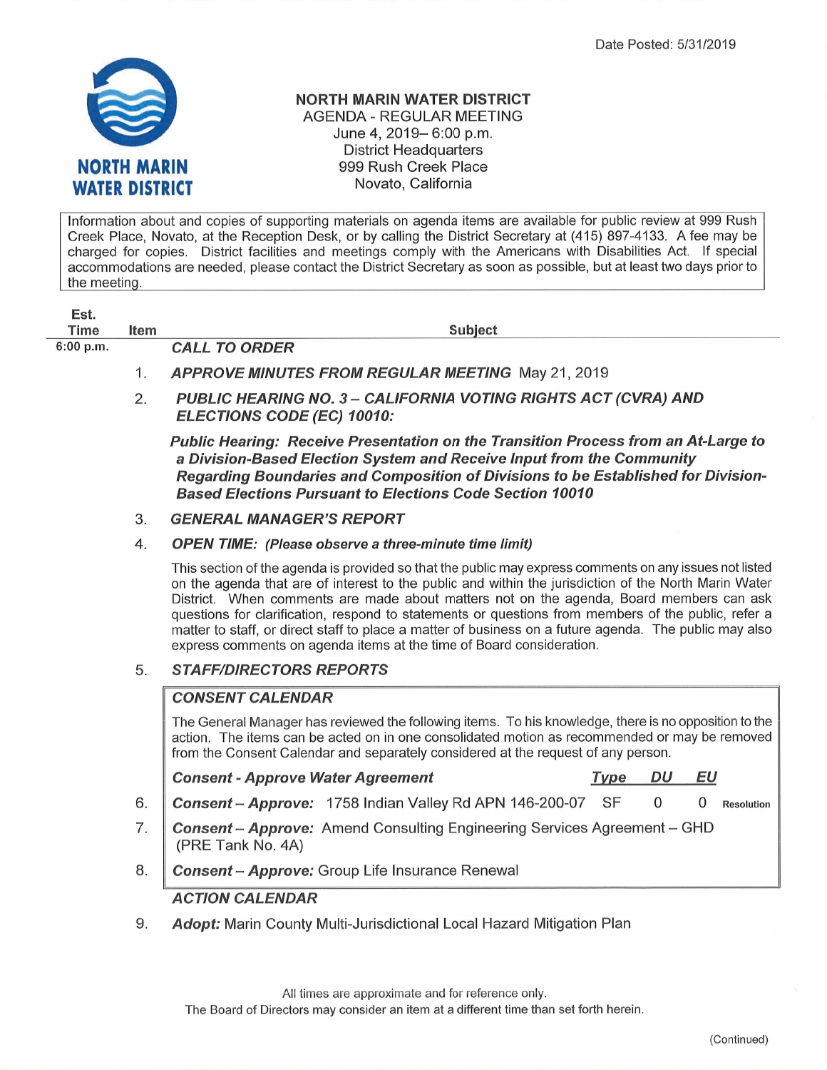Date Posted: 5/31/2019

NORTH MARIN WATER DISTRICT

# NORTH MARIN WATER DISTRICT

AGENDA - REGULAR MEETING
June 4, 2019– 6:00 p.m.
District Headquarters
999 Rush Creek Place
Novato, California

Information about and copies of supporting materials on agenda items are available for public review at 999 Rush Creek Place, Novato, at the Reception Desk, or by calling the District Secretary at (415) 897-4133. A fee may be charged for copies. District facilities and meetings comply with the Americans with Disabilities Act. If special accommodations are needed, please contact the District Secretary as soon as possible, but at least two days prior to the meeting.

| Est. Time | Item | Subject |
|---|---|---|
| 6:00 p.m. | | ***CALL TO ORDER*** |
| | 1. | ***APPROVE MINUTES FROM REGULAR MEETING*** May 21, 2019 |
| | 2. | ***PUBLIC HEARING NO. 3 – CALIFORNIA VOTING RIGHTS ACT (CVRA) AND ELECTIONS CODE (EC) 10010:*** |
| | | ***Public Hearing: Receive Presentation on the Transition Process from an At-Large to a Division-Based Election System and Receive Input from the Community Regarding Boundaries and Composition of Divisions to be Established for Division-Based Elections Pursuant to Elections Code Section 10010*** |
| | 3. | ***GENERAL MANAGER'S REPORT*** |
| | 4. | ***OPEN TIME: (Please observe a three-minute time limit)*** |
| | | This section of the agenda is provided so that the public may express comments on any issues not listed on the agenda that are of interest to the public and within the jurisdiction of the North Marin Water District. When comments are made about matters not on the agenda, Board members can ask questions for clarification, respond to statements or questions from members of the public, refer a matter to staff, or direct staff to place a matter of business on a future agenda. The public may also express comments on agenda items at the time of Board consideration. |
| | 5. | ***STAFF/DIRECTORS REPORTS*** |

***CONSENT CALENDAR***

The General Manager has reviewed the following items. To his knowledge, there is no opposition to the action. The items can be acted on in one consolidated motion as recommended or may be removed from the Consent Calendar and separately considered at the request of any person.

| Item | Consent - Approve Water Agreement | Type | DU | EU | |
|---|---|---|---|---|---|
| 6. | ***Consent – Approve:*** 1758 Indian Valley Rd APN 146-200-07 | SF | 0 | 0 | Resolution |
| 7. | ***Consent – Approve:*** Amend Consulting Engineering Services Agreement – GHD (PRE Tank No. 4A) | | | | |
| 8. | ***Consent – Approve:*** Group Life Insurance Renewal | | | | |

***ACTION CALENDAR***

9. ***Adopt:*** Marin County Multi-Jurisdictional Local Hazard Mitigation Plan

All times are approximate and for reference only.
The Board of Directors may consider an item at a different time than set forth herein.

(Continued)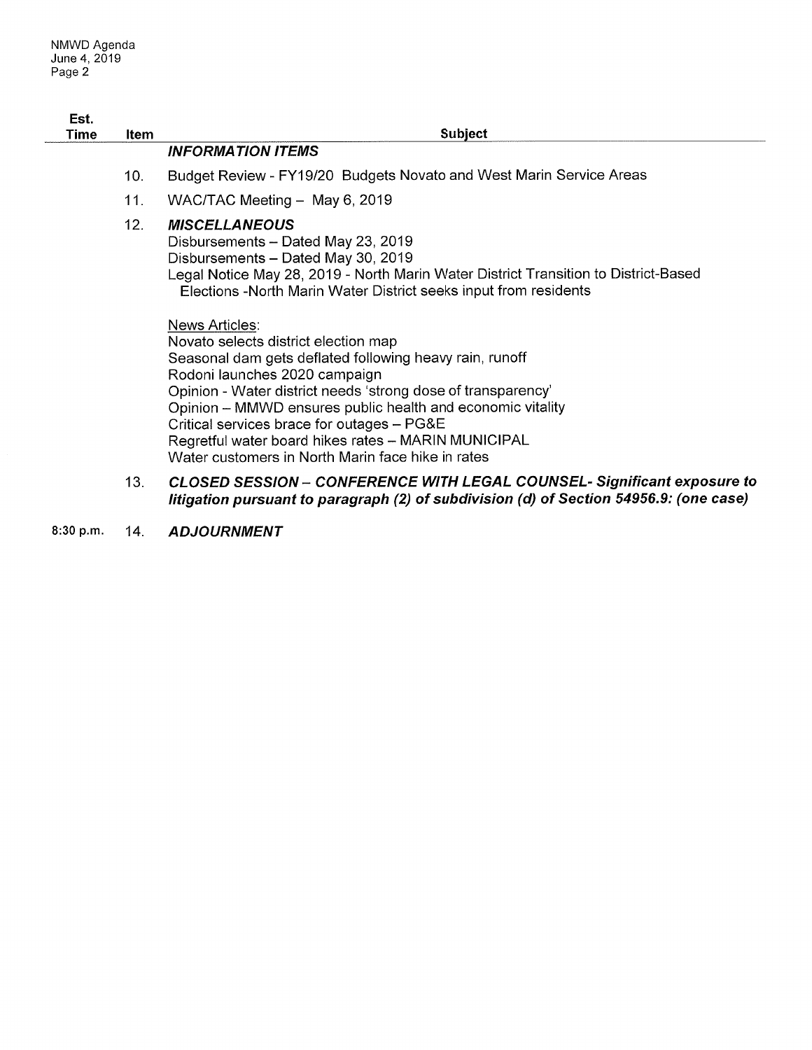| Est. Time | Item | Subject |
|---|---|---|
| | | ***INFORMATION ITEMS*** |
| | 10. | Budget Review - FY19/20 Budgets Novato and West Marin Service Areas |
| | 11. | WAC/TAC Meeting – May 6, 2019 |
| | 12. | ***MISCELLANEOUS***<br>Disbursements – Dated May 23, 2019<br>Disbursements – Dated May 30, 2019<br>Legal Notice May 28, 2019 - North Marin Water District Transition to District-Based Elections -North Marin Water District seeks input from residents<br><br>News Articles:<br>Novato selects district election map<br>Seasonal dam gets deflated following heavy rain, runoff<br>Rodoni launches 2020 campaign<br>Opinion - Water district needs 'strong dose of transparency'<br>Opinion – MMWD ensures public health and economic vitality<br>Critical services brace for outages – PG&E<br>Regretful water board hikes rates – MARIN MUNICIPAL<br>Water customers in North Marin face hike in rates |
| | 13. | ***CLOSED SESSION – CONFERENCE WITH LEGAL COUNSEL- Significant exposure to litigation pursuant to paragraph (2) of subdivision (d) of Section 54956.9: (one case)*** |
| 8:30 p.m. | 14. | ***ADJOURNMENT*** |